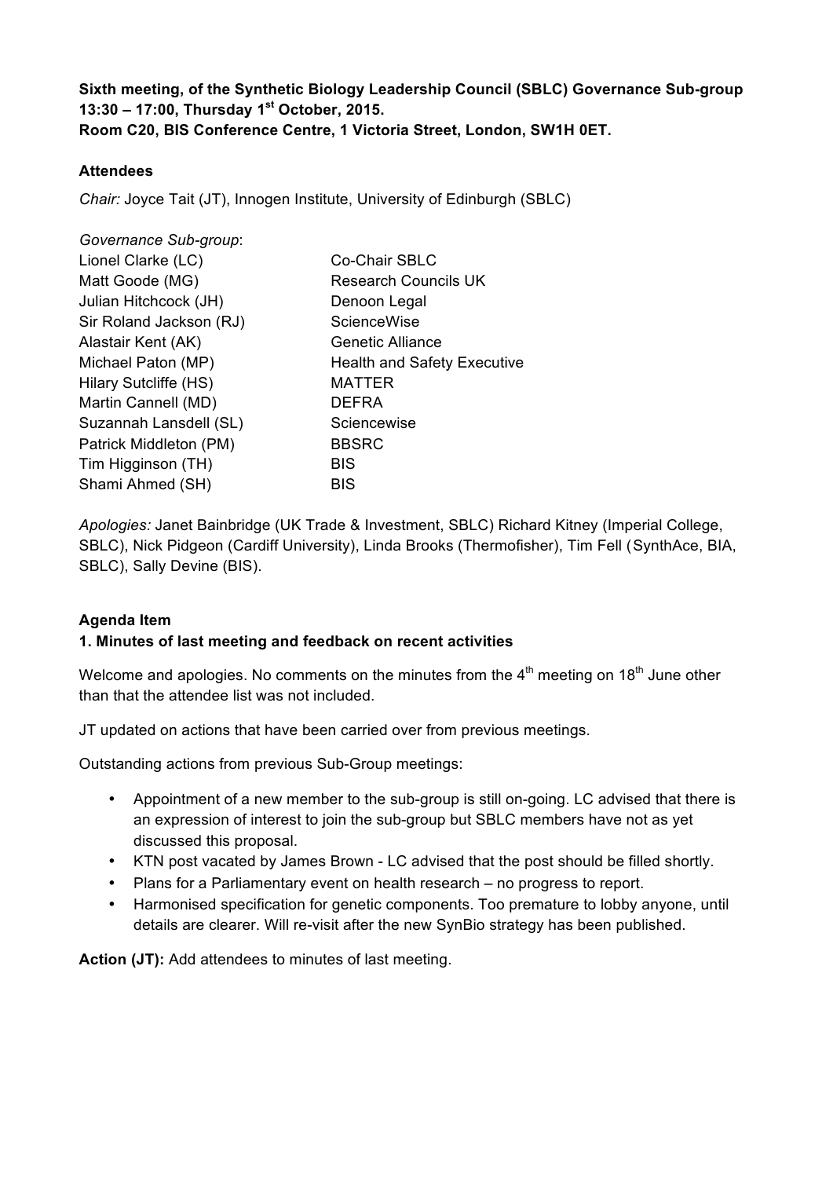**Sixth meeting, of the Synthetic Biology Leadership Council (SBLC) Governance Sub-group**
**13:30 – 17:00, Thursday 1st October, 2015.**
**Room C20, BIS Conference Centre, 1 Victoria Street, London, SW1H 0ET.**

**Attendees**

*Chair:* Joyce Tait (JT), Innogen Institute, University of Edinburgh (SBLC)

*Governance Sub-group*:

| | |
|---|---|
| Lionel Clarke (LC) | Co-Chair SBLC |
| Matt Goode (MG) | Research Councils UK |
| Julian Hitchcock (JH) | Denoon Legal |
| Sir Roland Jackson (RJ) | ScienceWise |
| Alastair Kent (AK) | Genetic Alliance |
| Michael Paton (MP) | Health and Safety Executive |
| Hilary Sutcliffe (HS) | MATTER |
| Martin Cannell (MD) | DEFRA |
| Suzannah Lansdell (SL) | Sciencewise |
| Patrick Middleton (PM) | BBSRC |
| Tim Higginson (TH) | BIS |
| Shami Ahmed (SH) | BIS |

*Apologies:* Janet Bainbridge (UK Trade & Investment, SBLC) Richard Kitney (Imperial College, SBLC), Nick Pidgeon (Cardiff University), Linda Brooks (Thermofisher), Tim Fell (SynthAce, BIA, SBLC), Sally Devine (BIS).

**Agenda Item**
**1. Minutes of last meeting and feedback on recent activities**

Welcome and apologies. No comments on the minutes from the 4th meeting on 18th June other than that the attendee list was not included.

JT updated on actions that have been carried over from previous meetings.

Outstanding actions from previous Sub-Group meetings:

- Appointment of a new member to the sub-group is still on-going. LC advised that there is an expression of interest to join the sub-group but SBLC members have not as yet discussed this proposal.
- KTN post vacated by James Brown - LC advised that the post should be filled shortly.
- Plans for a Parliamentary event on health research – no progress to report.
- Harmonised specification for genetic components. Too premature to lobby anyone, until details are clearer. Will re-visit after the new SynBio strategy has been published.

**Action (JT):** Add attendees to minutes of last meeting.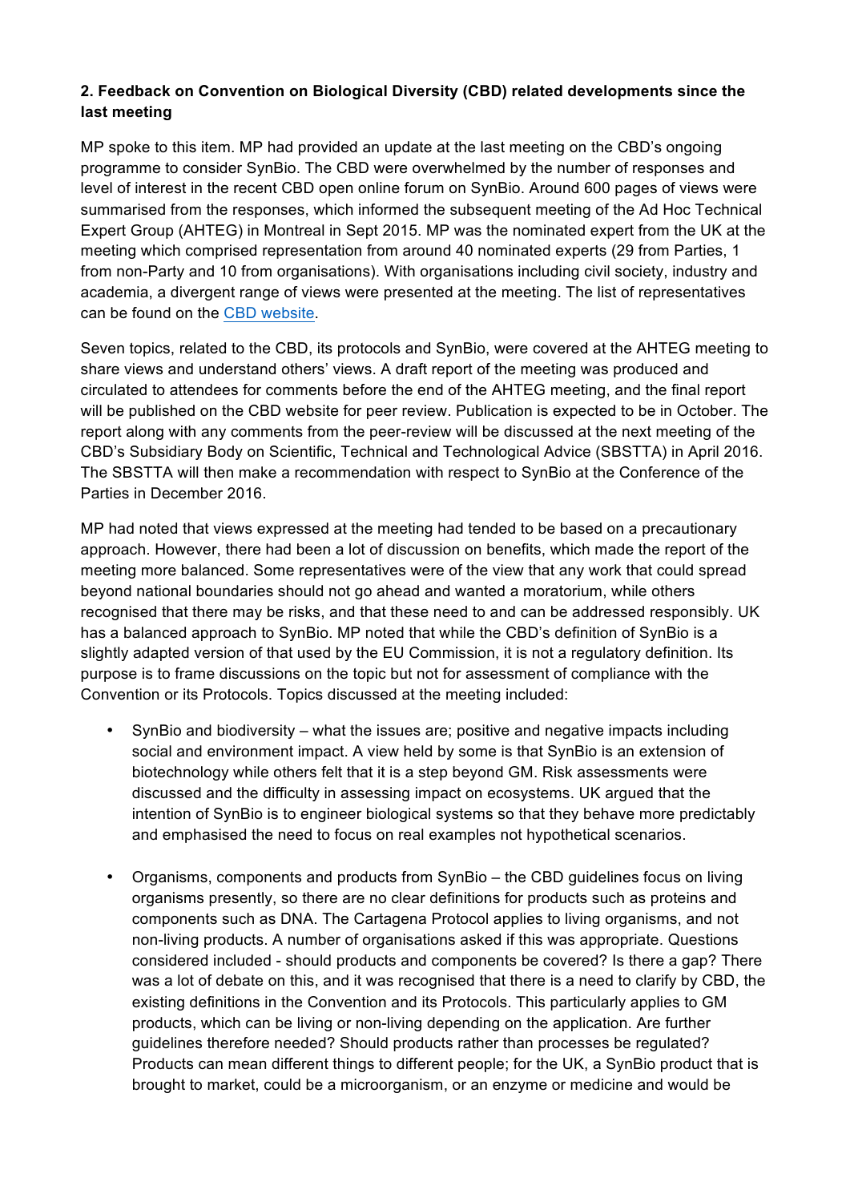**2. Feedback on Convention on Biological Diversity (CBD) related developments since the last meeting**

MP spoke to this item. MP had provided an update at the last meeting on the CBD's ongoing programme to consider SynBio. The CBD were overwhelmed by the number of responses and level of interest in the recent CBD open online forum on SynBio. Around 600 pages of views were summarised from the responses, which informed the subsequent meeting of the Ad Hoc Technical Expert Group (AHTEG) in Montreal in Sept 2015. MP was the nominated expert from the UK at the meeting which comprised representation from around 40 nominated experts (29 from Parties, 1 from non-Party and 10 from organisations). With organisations including civil society, industry and academia, a divergent range of views were presented at the meeting. The list of representatives can be found on the CBD website.

Seven topics, related to the CBD, its protocols and SynBio, were covered at the AHTEG meeting to share views and understand others' views. A draft report of the meeting was produced and circulated to attendees for comments before the end of the AHTEG meeting, and the final report will be published on the CBD website for peer review. Publication is expected to be in October. The report along with any comments from the peer-review will be discussed at the next meeting of the CBD's Subsidiary Body on Scientific, Technical and Technological Advice (SBSTTA) in April 2016. The SBSTTA will then make a recommendation with respect to SynBio at the Conference of the Parties in December 2016.

MP had noted that views expressed at the meeting had tended to be based on a precautionary approach. However, there had been a lot of discussion on benefits, which made the report of the meeting more balanced. Some representatives were of the view that any work that could spread beyond national boundaries should not go ahead and wanted a moratorium, while others recognised that there may be risks, and that these need to and can be addressed responsibly. UK has a balanced approach to SynBio. MP noted that while the CBD's definition of SynBio is a slightly adapted version of that used by the EU Commission, it is not a regulatory definition. Its purpose is to frame discussions on the topic but not for assessment of compliance with the Convention or its Protocols. Topics discussed at the meeting included:

- SynBio and biodiversity – what the issues are; positive and negative impacts including social and environment impact. A view held by some is that SynBio is an extension of biotechnology while others felt that it is a step beyond GM. Risk assessments were discussed and the difficulty in assessing impact on ecosystems. UK argued that the intention of SynBio is to engineer biological systems so that they behave more predictably and emphasised the need to focus on real examples not hypothetical scenarios.

- Organisms, components and products from SynBio – the CBD guidelines focus on living organisms presently, so there are no clear definitions for products such as proteins and components such as DNA. The Cartagena Protocol applies to living organisms, and not non-living products. A number of organisations asked if this was appropriate. Questions considered included - should products and components be covered? Is there a gap? There was a lot of debate on this, and it was recognised that there is a need to clarify by CBD, the existing definitions in the Convention and its Protocols. This particularly applies to GM products, which can be living or non-living depending on the application. Are further guidelines therefore needed? Should products rather than processes be regulated? Products can mean different things to different people; for the UK, a SynBio product that is brought to market, could be a microorganism, or an enzyme or medicine and would be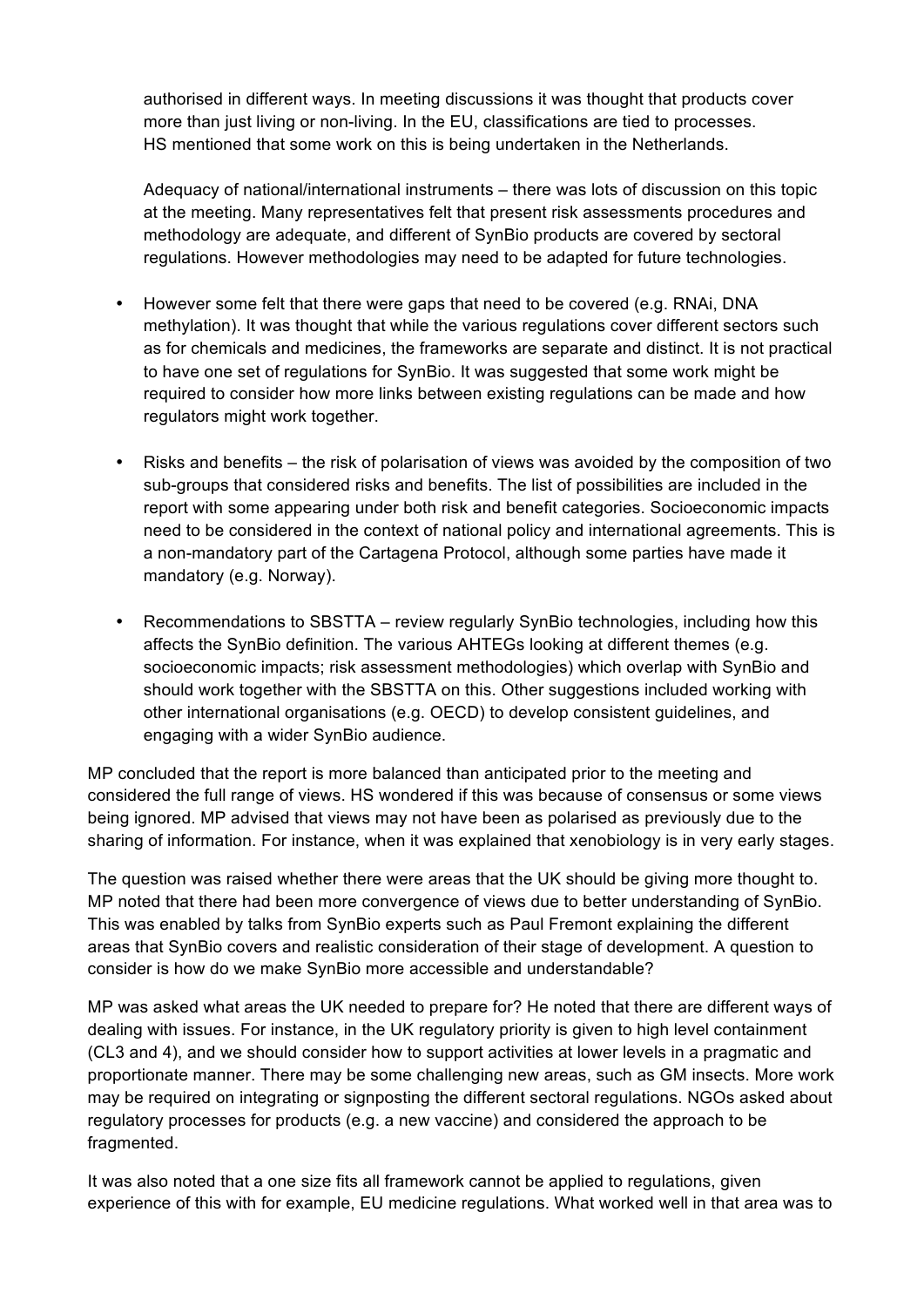authorised in different ways. In meeting discussions it was thought that products cover more than just living or non-living. In the EU, classifications are tied to processes. HS mentioned that some work on this is being undertaken in the Netherlands.

Adequacy of national/international instruments – there was lots of discussion on this topic at the meeting. Many representatives felt that present risk assessments procedures and methodology are adequate, and different of SynBio products are covered by sectoral regulations. However methodologies may need to be adapted for future technologies.

- However some felt that there were gaps that need to be covered (e.g. RNAi, DNA methylation). It was thought that while the various regulations cover different sectors such as for chemicals and medicines, the frameworks are separate and distinct. It is not practical to have one set of regulations for SynBio. It was suggested that some work might be required to consider how more links between existing regulations can be made and how regulators might work together.

- Risks and benefits – the risk of polarisation of views was avoided by the composition of two sub-groups that considered risks and benefits. The list of possibilities are included in the report with some appearing under both risk and benefit categories. Socioeconomic impacts need to be considered in the context of national policy and international agreements. This is a non-mandatory part of the Cartagena Protocol, although some parties have made it mandatory (e.g. Norway).

- Recommendations to SBSTTA – review regularly SynBio technologies, including how this affects the SynBio definition. The various AHTEGs looking at different themes (e.g. socioeconomic impacts; risk assessment methodologies) which overlap with SynBio and should work together with the SBSTTA on this. Other suggestions included working with other international organisations (e.g. OECD) to develop consistent guidelines, and engaging with a wider SynBio audience.

MP concluded that the report is more balanced than anticipated prior to the meeting and considered the full range of views. HS wondered if this was because of consensus or some views being ignored. MP advised that views may not have been as polarised as previously due to the sharing of information. For instance, when it was explained that xenobiology is in very early stages.

The question was raised whether there were areas that the UK should be giving more thought to. MP noted that there had been more convergence of views due to better understanding of SynBio. This was enabled by talks from SynBio experts such as Paul Fremont explaining the different areas that SynBio covers and realistic consideration of their stage of development. A question to consider is how do we make SynBio more accessible and understandable?

MP was asked what areas the UK needed to prepare for? He noted that there are different ways of dealing with issues. For instance, in the UK regulatory priority is given to high level containment (CL3 and 4), and we should consider how to support activities at lower levels in a pragmatic and proportionate manner. There may be some challenging new areas, such as GM insects. More work may be required on integrating or signposting the different sectoral regulations. NGOs asked about regulatory processes for products (e.g. a new vaccine) and considered the approach to be fragmented.

It was also noted that a one size fits all framework cannot be applied to regulations, given experience of this with for example, EU medicine regulations. What worked well in that area was to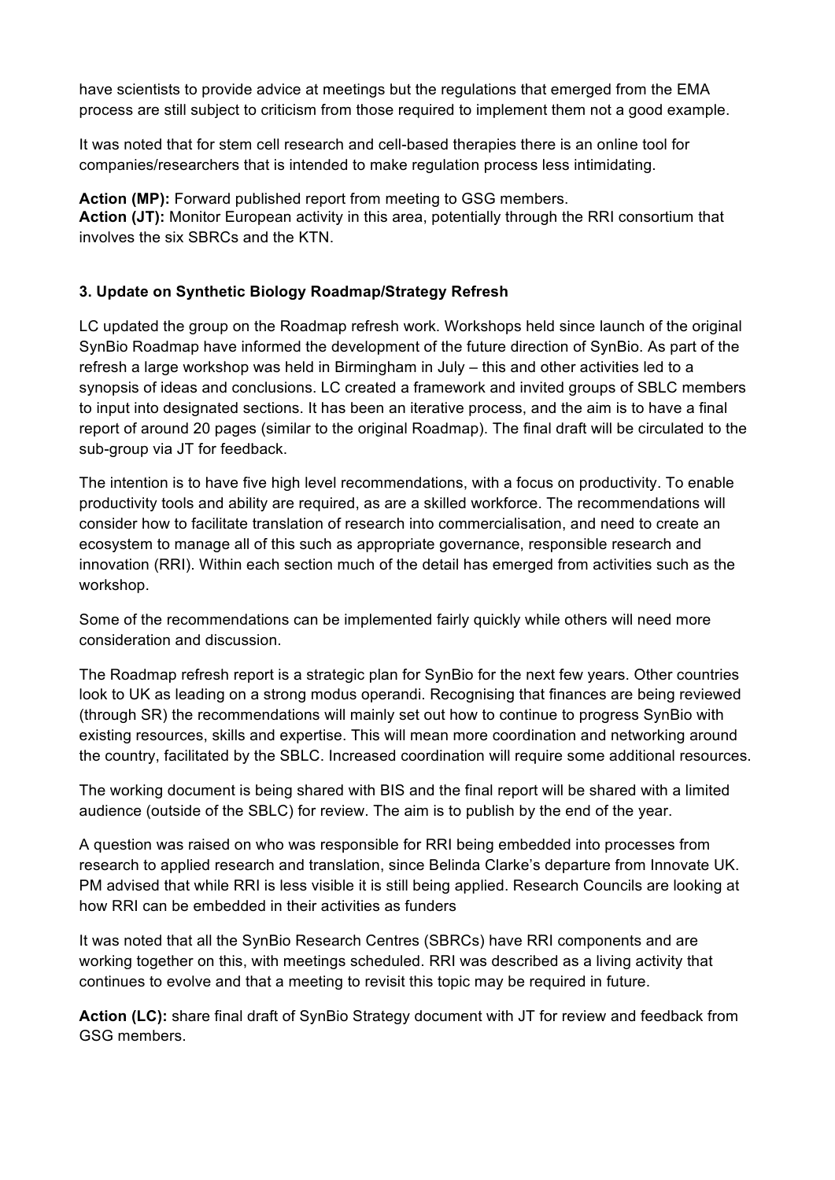have scientists to provide advice at meetings but the regulations that emerged from the EMA process are still subject to criticism from those required to implement them not a good example.

It was noted that for stem cell research and cell-based therapies there is an online tool for companies/researchers that is intended to make regulation process less intimidating.

**Action (MP):** Forward published report from meeting to GSG members.
**Action (JT):** Monitor European activity in this area, potentially through the RRI consortium that involves the six SBRCs and the KTN.

### 3. Update on Synthetic Biology Roadmap/Strategy Refresh

LC updated the group on the Roadmap refresh work. Workshops held since launch of the original SynBio Roadmap have informed the development of the future direction of SynBio. As part of the refresh a large workshop was held in Birmingham in July – this and other activities led to a synopsis of ideas and conclusions. LC created a framework and invited groups of SBLC members to input into designated sections. It has been an iterative process, and the aim is to have a final report of around 20 pages (similar to the original Roadmap). The final draft will be circulated to the sub-group via JT for feedback.

The intention is to have five high level recommendations, with a focus on productivity. To enable productivity tools and ability are required, as are a skilled workforce. The recommendations will consider how to facilitate translation of research into commercialisation, and need to create an ecosystem to manage all of this such as appropriate governance, responsible research and innovation (RRI). Within each section much of the detail has emerged from activities such as the workshop.

Some of the recommendations can be implemented fairly quickly while others will need more consideration and discussion.

The Roadmap refresh report is a strategic plan for SynBio for the next few years. Other countries look to UK as leading on a strong modus operandi. Recognising that finances are being reviewed (through SR) the recommendations will mainly set out how to continue to progress SynBio with existing resources, skills and expertise. This will mean more coordination and networking around the country, facilitated by the SBLC. Increased coordination will require some additional resources.

The working document is being shared with BIS and the final report will be shared with a limited audience (outside of the SBLC) for review. The aim is to publish by the end of the year.

A question was raised on who was responsible for RRI being embedded into processes from research to applied research and translation, since Belinda Clarke's departure from Innovate UK. PM advised that while RRI is less visible it is still being applied. Research Councils are looking at how RRI can be embedded in their activities as funders

It was noted that all the SynBio Research Centres (SBRCs) have RRI components and are working together on this, with meetings scheduled. RRI was described as a living activity that continues to evolve and that a meeting to revisit this topic may be required in future.

**Action (LC):** share final draft of SynBio Strategy document with JT for review and feedback from GSG members.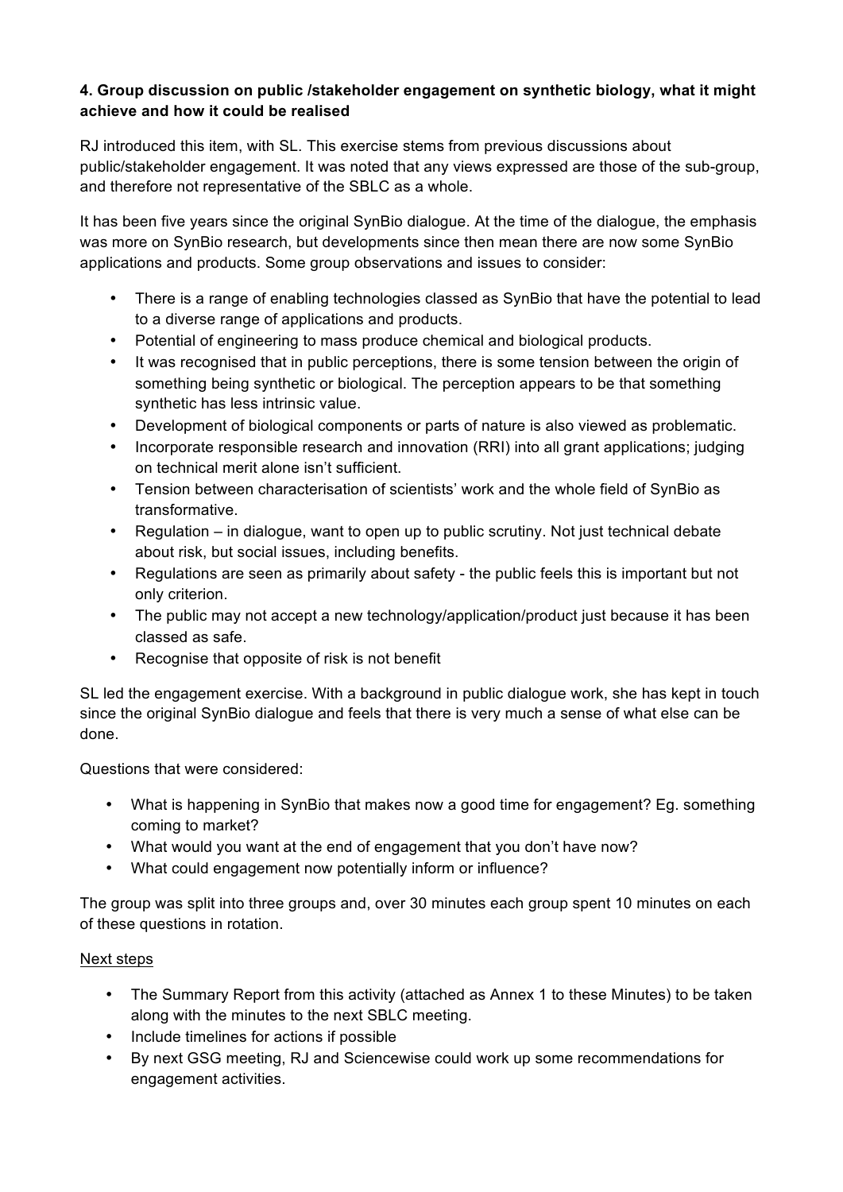**4. Group discussion on public /stakeholder engagement on synthetic biology, what it might achieve and how it could be realised**

RJ introduced this item, with SL. This exercise stems from previous discussions about public/stakeholder engagement. It was noted that any views expressed are those of the sub-group, and therefore not representative of the SBLC as a whole.

It has been five years since the original SynBio dialogue. At the time of the dialogue, the emphasis was more on SynBio research, but developments since then mean there are now some SynBio applications and products. Some group observations and issues to consider:

- There is a range of enabling technologies classed as SynBio that have the potential to lead to a diverse range of applications and products.
- Potential of engineering to mass produce chemical and biological products.
- It was recognised that in public perceptions, there is some tension between the origin of something being synthetic or biological. The perception appears to be that something synthetic has less intrinsic value.
- Development of biological components or parts of nature is also viewed as problematic.
- Incorporate responsible research and innovation (RRI) into all grant applications; judging on technical merit alone isn't sufficient.
- Tension between characterisation of scientists' work and the whole field of SynBio as transformative.
- Regulation – in dialogue, want to open up to public scrutiny. Not just technical debate about risk, but social issues, including benefits.
- Regulations are seen as primarily about safety - the public feels this is important but not only criterion.
- The public may not accept a new technology/application/product just because it has been classed as safe.
- Recognise that opposite of risk is not benefit

SL led the engagement exercise. With a background in public dialogue work, she has kept in touch since the original SynBio dialogue and feels that there is very much a sense of what else can be done.

Questions that were considered:

- What is happening in SynBio that makes now a good time for engagement? Eg. something coming to market?
- What would you want at the end of engagement that you don't have now?
- What could engagement now potentially inform or influence?

The group was split into three groups and, over 30 minutes each group spent 10 minutes on each of these questions in rotation.

<u>Next steps</u>

- The Summary Report from this activity (attached as Annex 1 to these Minutes) to be taken along with the minutes to the next SBLC meeting.
- Include timelines for actions if possible
- By next GSG meeting, RJ and Sciencewise could work up some recommendations for engagement activities.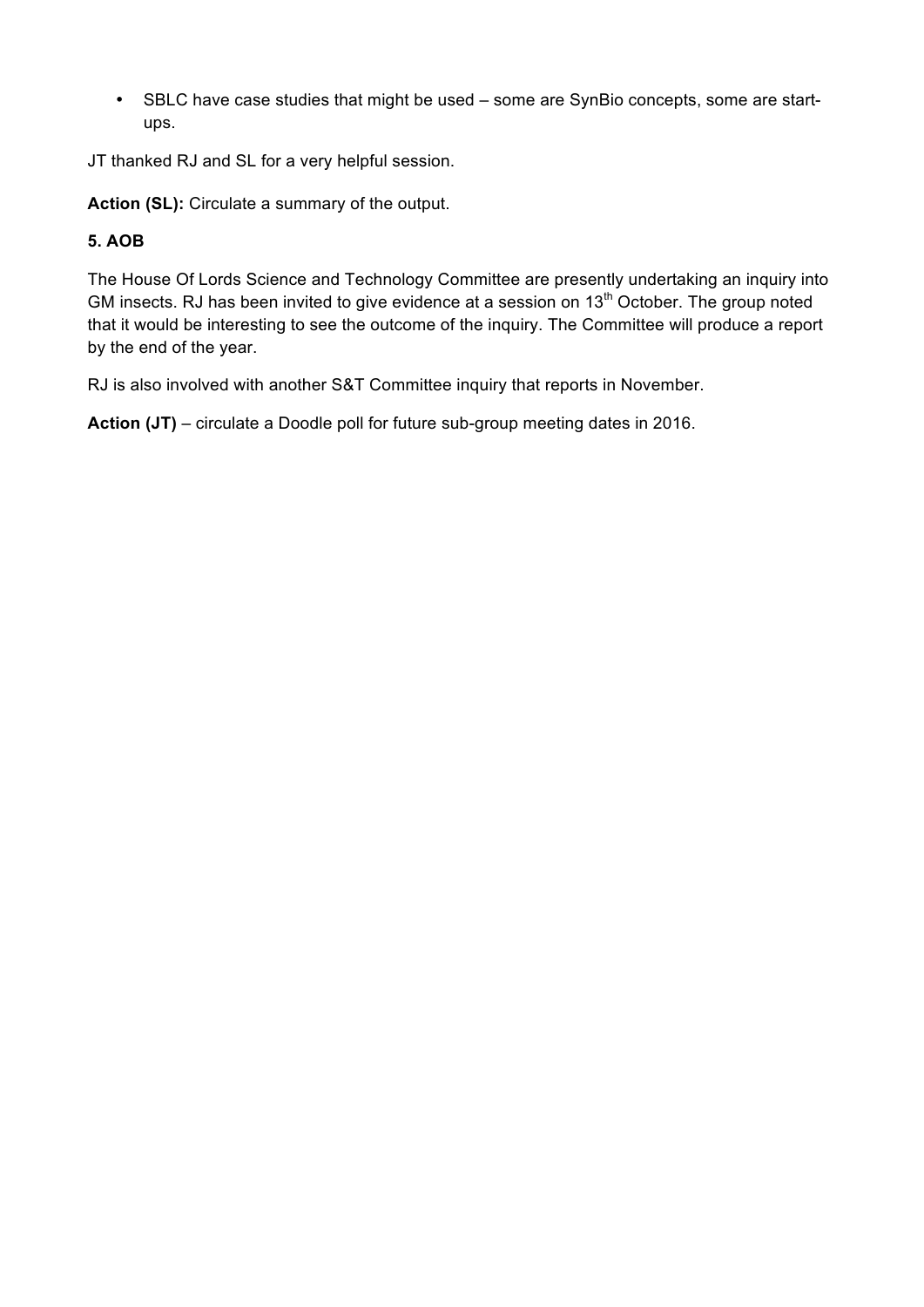- SBLC have case studies that might be used – some are SynBio concepts, some are start-ups.

JT thanked RJ and SL for a very helpful session.

**Action (SL):** Circulate a summary of the output.

**5. AOB**

The House Of Lords Science and Technology Committee are presently undertaking an inquiry into GM insects. RJ has been invited to give evidence at a session on 13th October. The group noted that it would be interesting to see the outcome of the inquiry. The Committee will produce a report by the end of the year.

RJ is also involved with another S&T Committee inquiry that reports in November.

**Action (JT)** – circulate a Doodle poll for future sub-group meeting dates in 2016.